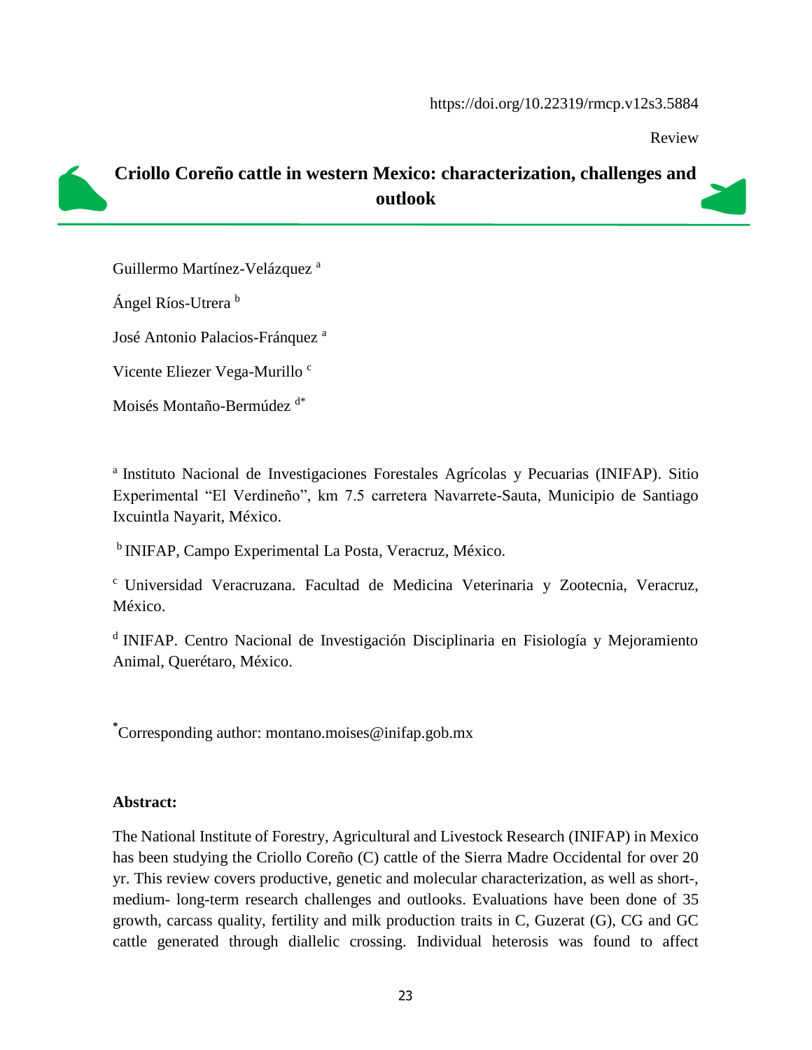https://doi.org/10.22319/rmcp.v12s3.5884

Review

# Criollo Coreño cattle in western Mexico: characterization, challenges and outlook

Guillermo Martínez-Velázquez [a]

Ángel Ríos-Utrera [b]

José Antonio Palacios-Fránquez [a]

Vicente Eliezer Vega-Murillo [c]

Moisés Montaño-Bermúdez [d*]

[a] Instituto Nacional de Investigaciones Forestales Agrícolas y Pecuarias (INIFAP). Sitio Experimental "El Verdineño", km 7.5 carretera Navarrete-Sauta, Municipio de Santiago Ixcuintla Nayarit, México.

[b] INIFAP, Campo Experimental La Posta, Veracruz, México.

[c] Universidad Veracruzana. Facultad de Medicina Veterinaria y Zootecnia, Veracruz, México.

[d] INIFAP. Centro Nacional de Investigación Disciplinaria en Fisiología y Mejoramiento Animal, Querétaro, México.

[*] Corresponding author: montano.moises@inifap.gob.mx

**Abstract:**

The National Institute of Forestry, Agricultural and Livestock Research (INIFAP) in Mexico has been studying the Criollo Coreño (C) cattle of the Sierra Madre Occidental for over 20 yr. This review covers productive, genetic and molecular characterization, as well as short-, medium- long-term research challenges and outlooks. Evaluations have been done of 35 growth, carcass quality, fertility and milk production traits in C, Guzerat (G), CG and GC cattle generated through diallelic crossing. Individual heterosis was found to affect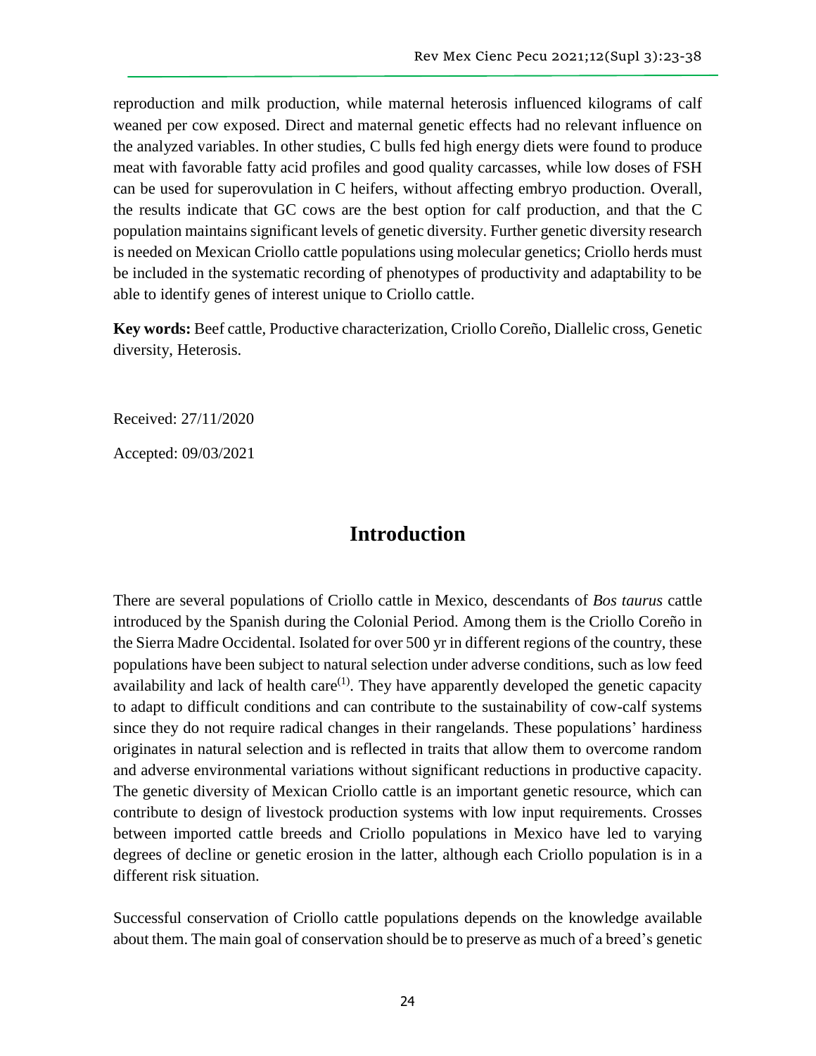reproduction and milk production, while maternal heterosis influenced kilograms of calf weaned per cow exposed. Direct and maternal genetic effects had no relevant influence on the analyzed variables. In other studies, C bulls fed high energy diets were found to produce meat with favorable fatty acid profiles and good quality carcasses, while low doses of FSH can be used for superovulation in C heifers, without affecting embryo production. Overall, the results indicate that GC cows are the best option for calf production, and that the C population maintains significant levels of genetic diversity. Further genetic diversity research is needed on Mexican Criollo cattle populations using molecular genetics; Criollo herds must be included in the systematic recording of phenotypes of productivity and adaptability to be able to identify genes of interest unique to Criollo cattle.

**Key words:** Beef cattle, Productive characterization, Criollo Coreño, Diallelic cross, Genetic diversity, Heterosis.

Received: 27/11/2020

Accepted: 09/03/2021

# Introduction

There are several populations of Criollo cattle in Mexico, descendants of *Bos taurus* cattle introduced by the Spanish during the Colonial Period. Among them is the Criollo Coreño in the Sierra Madre Occidental. Isolated for over 500 yr in different regions of the country, these populations have been subject to natural selection under adverse conditions, such as low feed availability and lack of health care[(1)]. They have apparently developed the genetic capacity to adapt to difficult conditions and can contribute to the sustainability of cow-calf systems since they do not require radical changes in their rangelands. These populations' hardiness originates in natural selection and is reflected in traits that allow them to overcome random and adverse environmental variations without significant reductions in productive capacity. The genetic diversity of Mexican Criollo cattle is an important genetic resource, which can contribute to design of livestock production systems with low input requirements. Crosses between imported cattle breeds and Criollo populations in Mexico have led to varying degrees of decline or genetic erosion in the latter, although each Criollo population is in a different risk situation.

Successful conservation of Criollo cattle populations depends on the knowledge available about them. The main goal of conservation should be to preserve as much of a breed's genetic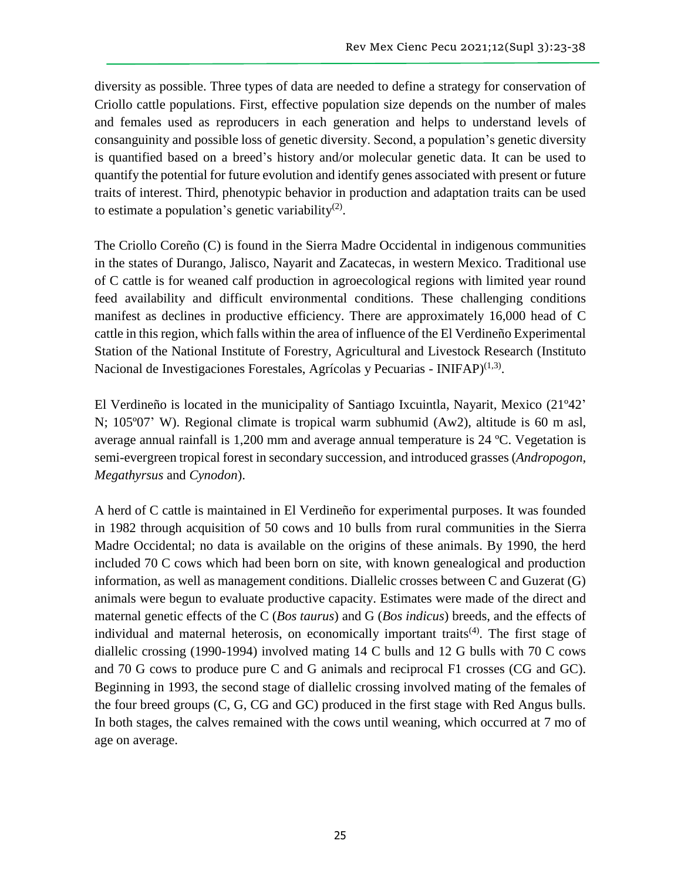diversity as possible. Three types of data are needed to define a strategy for conservation of Criollo cattle populations. First, effective population size depends on the number of males and females used as reproducers in each generation and helps to understand levels of consanguinity and possible loss of genetic diversity. Second, a population's genetic diversity is quantified based on a breed's history and/or molecular genetic data. It can be used to quantify the potential for future evolution and identify genes associated with present or future traits of interest. Third, phenotypic behavior in production and adaptation traits can be used to estimate a population's genetic variability[2].

The Criollo Coreño (C) is found in the Sierra Madre Occidental in indigenous communities in the states of Durango, Jalisco, Nayarit and Zacatecas, in western Mexico. Traditional use of C cattle is for weaned calf production in agroecological regions with limited year round feed availability and difficult environmental conditions. These challenging conditions manifest as declines in productive efficiency. There are approximately 16,000 head of C cattle in this region, which falls within the area of influence of the El Verdineño Experimental Station of the National Institute of Forestry, Agricultural and Livestock Research (Instituto Nacional de Investigaciones Forestales, Agrícolas y Pecuarias - INIFAP)[1,3].

El Verdineño is located in the municipality of Santiago Ixcuintla, Nayarit, Mexico (21º42' N; 105º07' W). Regional climate is tropical warm subhumid (Aw2), altitude is 60 m asl, average annual rainfall is 1,200 mm and average annual temperature is 24 ºC. Vegetation is semi-evergreen tropical forest in secondary succession, and introduced grasses (*Andropogon*, *Megathyrsus* and *Cynodon*).

A herd of C cattle is maintained in El Verdineño for experimental purposes. It was founded in 1982 through acquisition of 50 cows and 10 bulls from rural communities in the Sierra Madre Occidental; no data is available on the origins of these animals. By 1990, the herd included 70 C cows which had been born on site, with known genealogical and production information, as well as management conditions. Diallelic crosses between C and Guzerat (G) animals were begun to evaluate productive capacity. Estimates were made of the direct and maternal genetic effects of the C (*Bos taurus*) and G (*Bos indicus*) breeds, and the effects of individual and maternal heterosis, on economically important traits[4]. The first stage of diallelic crossing (1990-1994) involved mating 14 C bulls and 12 G bulls with 70 C cows and 70 G cows to produce pure C and G animals and reciprocal F1 crosses (CG and GC). Beginning in 1993, the second stage of diallelic crossing involved mating of the females of the four breed groups (C, G, CG and GC) produced in the first stage with Red Angus bulls. In both stages, the calves remained with the cows until weaning, which occurred at 7 mo of age on average.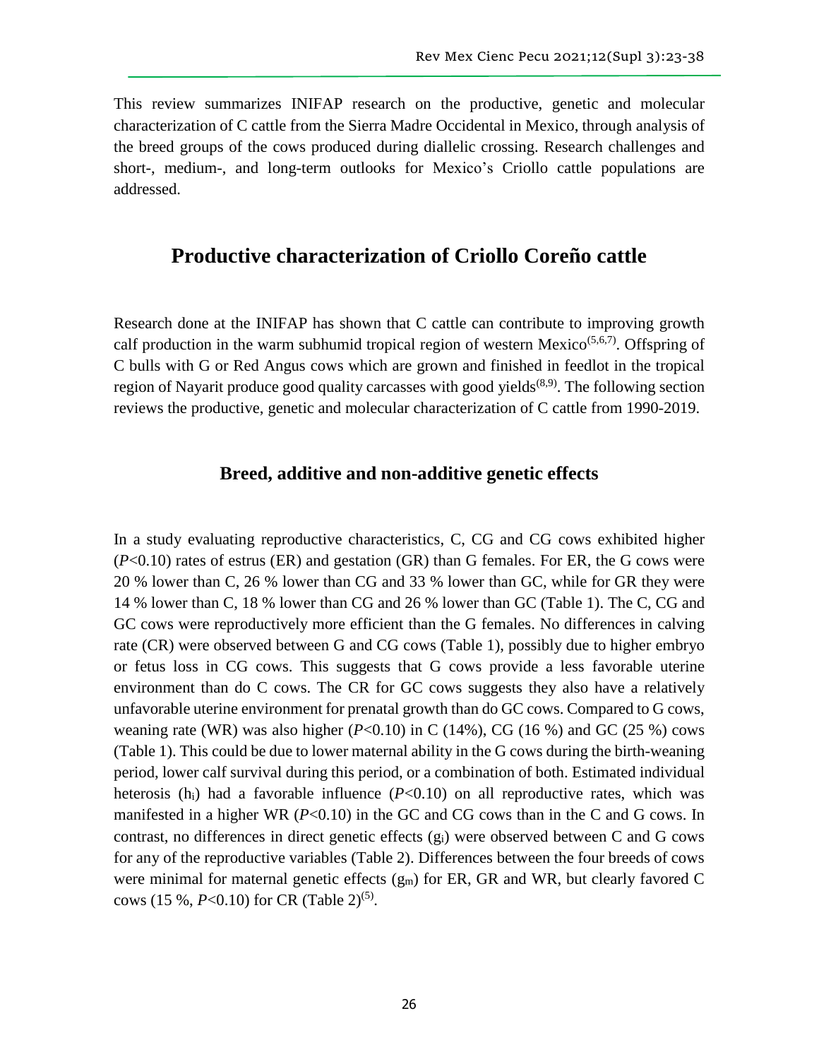This review summarizes INIFAP research on the productive, genetic and molecular characterization of C cattle from the Sierra Madre Occidental in Mexico, through analysis of the breed groups of the cows produced during diallelic crossing. Research challenges and short-, medium-, and long-term outlooks for Mexico's Criollo cattle populations are addressed.

## Productive characterization of Criollo Coreño cattle

Research done at the INIFAP has shown that C cattle can contribute to improving growth calf production in the warm subhumid tropical region of western Mexico[5,6,7]. Offspring of C bulls with G or Red Angus cows which are grown and finished in feedlot in the tropical region of Nayarit produce good quality carcasses with good yields[8,9]. The following section reviews the productive, genetic and molecular characterization of C cattle from 1990-2019.

### Breed, additive and non-additive genetic effects

In a study evaluating reproductive characteristics, C, CG and CG cows exhibited higher ($P$<0.10) rates of estrus (ER) and gestation (GR) than G females. For ER, the G cows were 20 % lower than C, 26 % lower than CG and 33 % lower than GC, while for GR they were 14 % lower than C, 18 % lower than CG and 26 % lower than GC (Table 1). The C, CG and GC cows were reproductively more efficient than the G females. No differences in calving rate (CR) were observed between G and CG cows (Table 1), possibly due to higher embryo or fetus loss in CG cows. This suggests that G cows provide a less favorable uterine environment than do C cows. The CR for GC cows suggests they also have a relatively unfavorable uterine environment for prenatal growth than do GC cows. Compared to G cows, weaning rate (WR) was also higher ($P$<0.10) in C (14%), CG (16 %) and GC (25 %) cows (Table 1). This could be due to lower maternal ability in the G cows during the birth-weaning period, lower calf survival during this period, or a combination of both. Estimated individual heterosis ($h_i$) had a favorable influence ($P$<0.10) on all reproductive rates, which was manifested in a higher WR ($P$<0.10) in the GC and CG cows than in the C and G cows. In contrast, no differences in direct genetic effects ($g_i$) were observed between C and G cows for any of the reproductive variables (Table 2). Differences between the four breeds of cows were minimal for maternal genetic effects ($g_m$) for ER, GR and WR, but clearly favored C cows (15 %, $P$<0.10) for CR (Table 2)[5].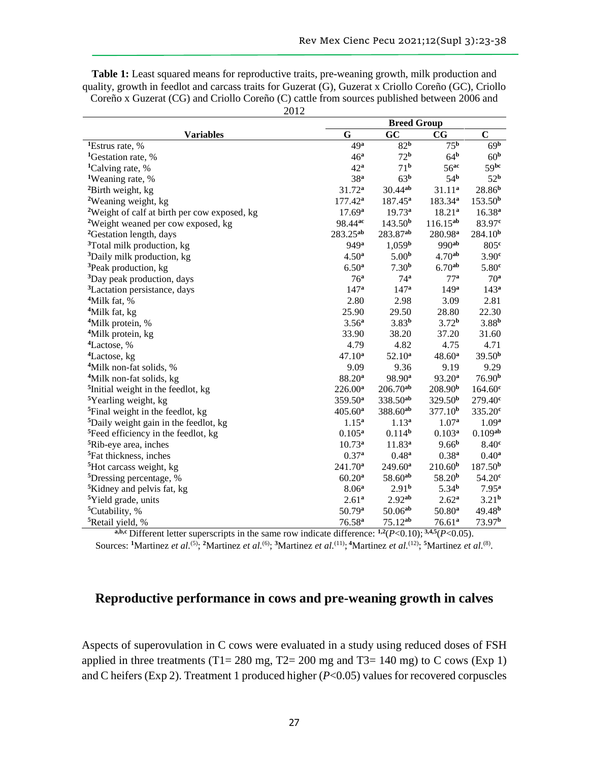**Table 1:** Least squared means for reproductive traits, pre-weaning growth, milk production and quality, growth in feedlot and carcass traits for Guzerat (G), Guzerat x Criollo Coreño (GC), Criollo Coreño x Guzerat (CG) and Criollo Coreño (C) cattle from sources published between 2006 and 2012

| | Breed Group | | | |
|---|---|---|---|---|
| **Variables** | **G** | **GC** | **CG** | **C** |
| [1]Estrus rate, % | 49[a] | 82[b] | 75[b] | 69[b] |
| [1]Gestation rate, % | 46[a] | 72[b] | 64[b] | 60[b] |
| [1]Calving rate, % | 42[a] | 71[b] | 56[ac] | 59[bc] |
| [1]Weaning rate, % | 38[a] | 63[b] | 54[b] | 52[b] |
| [2]Birth weight, kg | 31.72[a] | 30.44[ab] | 31.11[a] | 28.86[b] |
| [2]Weaning weight, kg | 177.42[a] | 187.45[a] | 183.34[a] | 153.50[b] |
| [2]Weight of calf at birth per cow exposed, kg | 17.69[a] | 19.73[a] | 18.21[a] | 16.38[a] |
| [2]Weight weaned per cow exposed, kg | 98.44[ac] | 143.50[b] | 116.15[ab] | 83.97[c] |
| [2]Gestation length, days | 283.25[ab] | 283.87[ab] | 280.98[a] | 284.10[b] |
| [3]Total milk production, kg | 949[a] | 1,059[b] | 990[ab] | 805[c] |
| [3]Daily milk production, kg | 4.50[a] | 5.00[b] | 4.70[ab] | 3.90[c] |
| [3]Peak production, kg | 6.50[a] | 7.30[b] | 6.70[ab] | 5.80[c] |
| [3]Day peak production, days | 76[a] | 74[a] | 77[a] | 70[a] |
| [3]Lactation persistance, days | 147[a] | 147[a] | 149[a] | 143[a] |
| [4]Milk fat, % | 2.80 | 2.98 | 3.09 | 2.81 |
| [4]Milk fat, kg | 25.90 | 29.50 | 28.80 | 22.30 |
| [4]Milk protein, % | 3.56[a] | 3.83[b] | 3.72[b] | 3.88[b] |
| [4]Milk protein, kg | 33.90 | 38.20 | 37.20 | 31.60 |
| [4]Lactose, % | 4.79 | 4.82 | 4.75 | 4.71 |
| [4]Lactose, kg | 47.10[a] | 52.10[a] | 48.60[a] | 39.50[b] |
| [4]Milk non-fat solids, % | 9.09 | 9.36 | 9.19 | 9.29 |
| [4]Milk non-fat solids, kg | 88.20[a] | 98.90[a] | 93.20[a] | 76.90[b] |
| [5]Initial weight in the feedlot, kg | 226.00[a] | 206.70[ab] | 208.90[b] | 164.60[c] |
| [5]Yearling weight, kg | 359.50[a] | 338.50[ab] | 329.50[b] | 279.40[c] |
| [5]Final weight in the feedlot, kg | 405.60[a] | 388.60[ab] | 377.10[b] | 335.20[c] |
| [5]Daily weight gain in the feedlot, kg | 1.15[a] | 1.13[a] | 1.07[a] | 1.09[a] |
| [5]Feed efficiency in the feedlot, kg | 0.105[a] | 0.114[b] | 0.103[a] | 0.109[ab] |
| [5]Rib-eye area, inches | 10.73[a] | 11.83[a] | 9.66[b] | 8.40[c] |
| [5]Fat thickness, inches | 0.37[a] | 0.48[a] | 0.38[a] | 0.40[a] |
| [5]Hot carcass weight, kg | 241.70[a] | 249.60[a] | 210.60[b] | 187.50[b] |
| [5]Dressing percentage, % | 60.20[a] | 58.60[ab] | 58.20[b] | 54.20[c] |
| [5]Kidney and pelvis fat, kg | 8.06[a] | 2.91[b] | 5.34[b] | 7.95[a] |
| [5]Yield grade, units | 2.61[a] | 2.92[ab] | 2.62[a] | 3.21[b] |
| [5]Cutability, % | 50.79[a] | 50.06[ab] | 50.80[a] | 49.48[b] |
| [5]Retail yield, % | 76.58[a] | 75.12[ab] | 76.61[a] | 73.97[b] |

[a,b,c] Different letter superscripts in the same row indicate difference: [1,2]($P<0.10$); [3,4,5]($P<0.05$).

Sources: [1]Martinez *et al*.[5]; [2]Martinez *et al*.[6]; [3]Martinez *et al*.[11]; [4]Martinez *et al*.[12]; [5]Martinez *et al*.[8].

## Reproductive performance in cows and pre-weaning growth in calves

Aspects of superovulation in C cows were evaluated in a study using reduced doses of FSH applied in three treatments (T1= 280 mg, T2= 200 mg and T3= 140 mg) to C cows (Exp 1) and C heifers (Exp 2). Treatment 1 produced higher ($P<0.05$) values for recovered corpuscles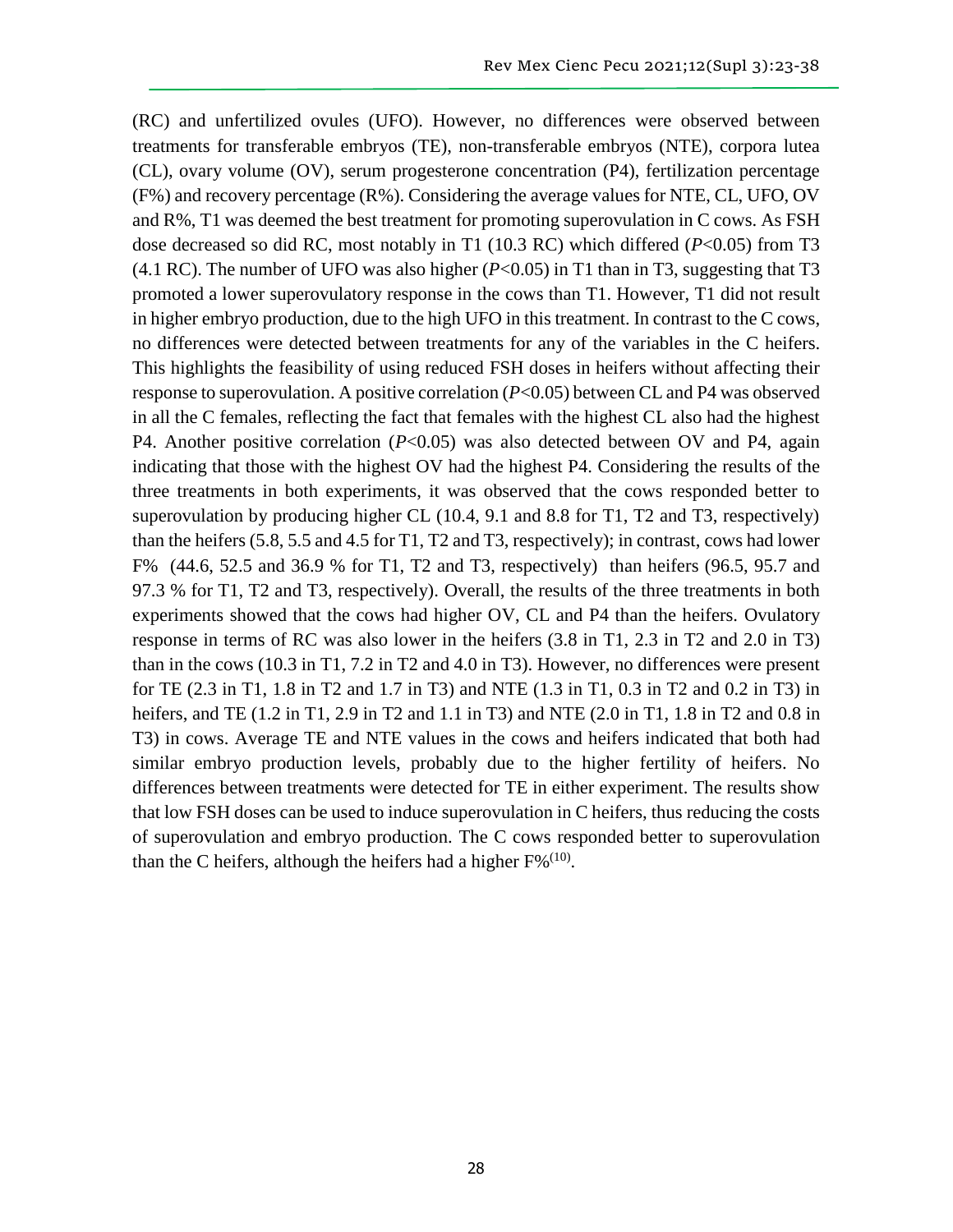(RC) and unfertilized ovules (UFO). However, no differences were observed between treatments for transferable embryos (TE), non-transferable embryos (NTE), corpora lutea (CL), ovary volume (OV), serum progesterone concentration (P4), fertilization percentage (F%) and recovery percentage (R%). Considering the average values for NTE, CL, UFO, OV and R%, T1 was deemed the best treatment for promoting superovulation in C cows. As FSH dose decreased so did RC, most notably in T1 (10.3 RC) which differed ($P<0.05$) from T3 (4.1 RC). The number of UFO was also higher ($P<0.05$) in T1 than in T3, suggesting that T3 promoted a lower superovulatory response in the cows than T1. However, T1 did not result in higher embryo production, due to the high UFO in this treatment. In contrast to the C cows, no differences were detected between treatments for any of the variables in the C heifers. This highlights the feasibility of using reduced FSH doses in heifers without affecting their response to superovulation. A positive correlation ($P<0.05$) between CL and P4 was observed in all the C females, reflecting the fact that females with the highest CL also had the highest P4. Another positive correlation ($P<0.05$) was also detected between OV and P4, again indicating that those with the highest OV had the highest P4. Considering the results of the three treatments in both experiments, it was observed that the cows responded better to superovulation by producing higher CL (10.4, 9.1 and 8.8 for T1, T2 and T3, respectively) than the heifers (5.8, 5.5 and 4.5 for T1, T2 and T3, respectively); in contrast, cows had lower F% (44.6, 52.5 and 36.9 % for T1, T2 and T3, respectively) than heifers (96.5, 95.7 and 97.3 % for T1, T2 and T3, respectively). Overall, the results of the three treatments in both experiments showed that the cows had higher OV, CL and P4 than the heifers. Ovulatory response in terms of RC was also lower in the heifers (3.8 in T1, 2.3 in T2 and 2.0 in T3) than in the cows (10.3 in T1, 7.2 in T2 and 4.0 in T3). However, no differences were present for TE (2.3 in T1, 1.8 in T2 and 1.7 in T3) and NTE (1.3 in T1, 0.3 in T2 and 0.2 in T3) in heifers, and TE (1.2 in T1, 2.9 in T2 and 1.1 in T3) and NTE (2.0 in T1, 1.8 in T2 and 0.8 in T3) in cows. Average TE and NTE values in the cows and heifers indicated that both had similar embryo production levels, probably due to the higher fertility of heifers. No differences between treatments were detected for TE in either experiment. The results show that low FSH doses can be used to induce superovulation in C heifers, thus reducing the costs of superovulation and embryo production. The C cows responded better to superovulation than the C heifers, although the heifers had a higher F%[10].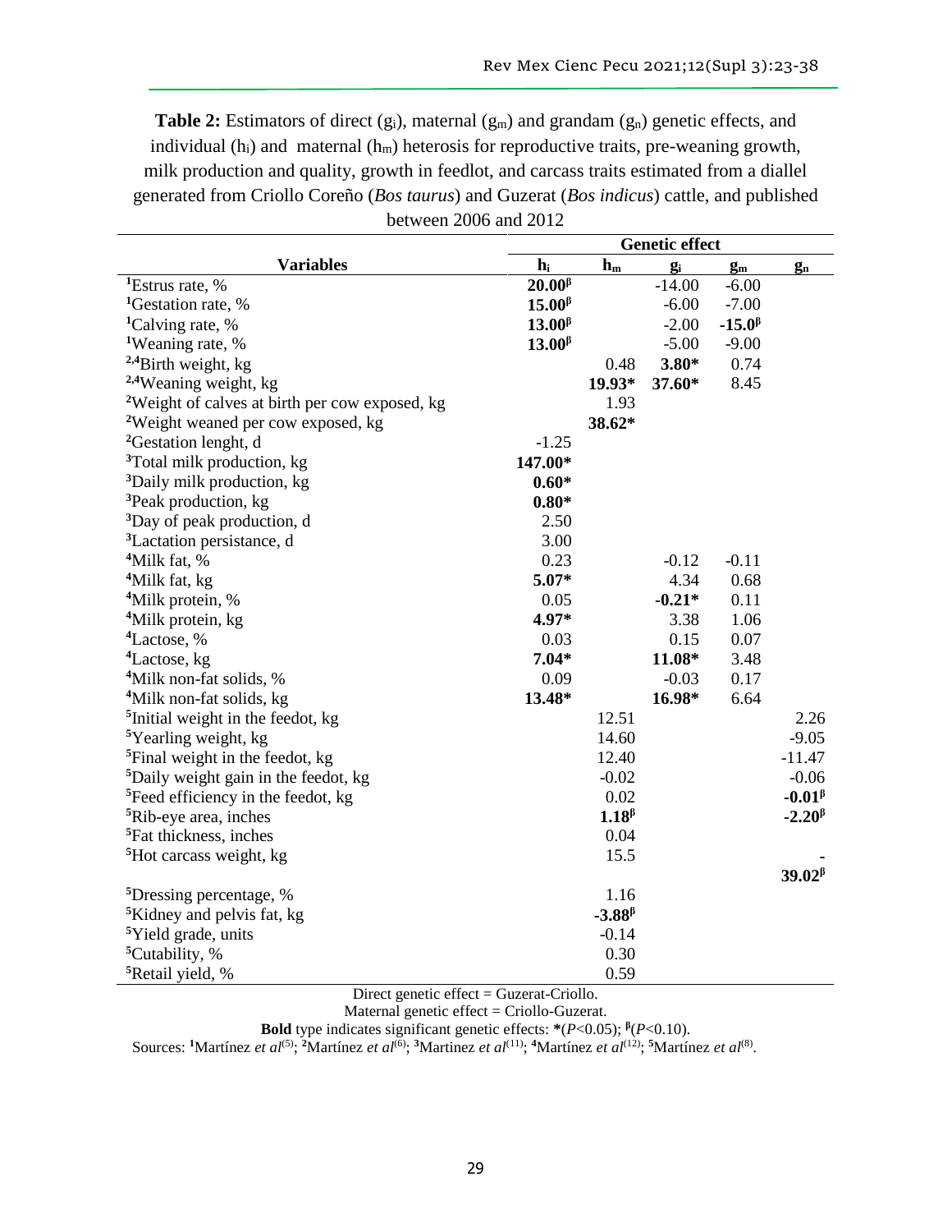**Table 2:** Estimators of direct ($g_i$), maternal ($g_m$) and grandam ($g_n$) genetic effects, and individual ($h_i$) and maternal ($h_m$) heterosis for reproductive traits, pre-weaning growth, milk production and quality, growth in feedlot, and carcass traits estimated from a diallel generated from Criollo Coreño (*Bos taurus*) and Guzerat (*Bos indicus*) cattle, and published between 2006 and 2012

| | Genetic effect | | | | |
|---|---|---|---|---|---|
| **Variables** | $h_i$ | $h_m$ | $g_i$ | $g_m$ | $g_n$ |
| [1]Estrus rate, % | **20.00**[β] | | -14.00 | -6.00 | |
| [1]Gestation rate, % | **15.00**[β] | | -6.00 | -7.00 | |
| [1]Calving rate, % | **13.00**[β] | | -2.00 | **-15.0**[β] | |
| [1]Weaning rate, % | **13.00**[β] | | -5.00 | -9.00 | |
| [2,4]Birth weight, kg | | 0.48 | **3.80*** | 0.74 | |
| [2,4]Weaning weight, kg | | **19.93*** | **37.60*** | 8.45 | |
| [2]Weight of calves at birth per cow exposed, kg | | 1.93 | | | |
| [2]Weight weaned per cow exposed, kg | | **38.62*** | | | |
| [2]Gestation lenght, d | -1.25 | | | | |
| [3]Total milk production, kg | **147.00*** | | | | |
| [3]Daily milk production, kg | **0.60*** | | | | |
| [3]Peak production, kg | **0.80*** | | | | |
| [3]Day of peak production, d | 2.50 | | | | |
| [3]Lactation persistance, d | 3.00 | | | | |
| [4]Milk fat, % | 0.23 | | -0.12 | -0.11 | |
| [4]Milk fat, kg | **5.07*** | | 4.34 | 0.68 | |
| [4]Milk protein, % | 0.05 | | **-0.21*** | 0.11 | |
| [4]Milk protein, kg | **4.97*** | | 3.38 | 1.06 | |
| [4]Lactose, % | 0.03 | | 0.15 | 0.07 | |
| [4]Lactose, kg | **7.04*** | | **11.08*** | 3.48 | |
| [4]Milk non-fat solids, % | 0.09 | | -0.03 | 0.17 | |
| [4]Milk non-fat solids, kg | **13.48*** | | **16.98*** | 6.64 | |
| [5]Initial weight in the feedot, kg | | 12.51 | | | 2.26 |
| [5]Yearling weight, kg | | 14.60 | | | -9.05 |
| [5]Final weight in the feedot, kg | | 12.40 | | | -11.47 |
| [5]Daily weight gain in the feedot, kg | | -0.02 | | | -0.06 |
| [5]Feed efficiency in the feedot, kg | | 0.02 | | | **-0.01**[β] |
| [5]Rib-eye area, inches | | **1.18**[β] | | | **-2.20**[β] |
| [5]Fat thickness, inches | | 0.04 | | | |
| [5]Hot carcass weight, kg | | 15.5 | | | **-39.02**[β] |
| [5]Dressing percentage, % | | 1.16 | | | |
| [5]Kidney and pelvis fat, kg | | **-3.88**[β] | | | |
| [5]Yield grade, units | | -0.14 | | | |
| [5]Cutability, % | | 0.30 | | | |
| [5]Retail yield, % | | 0.59 | | | |

Direct genetic effect = Guzerat-Criollo.

Maternal genetic effect = Criollo-Guzerat.

**Bold** type indicates significant genetic effects: *($P<0.05$); [β]($P<0.10$).

Sources: [1]Martínez *et al*(5); [2]Martínez *et al*(6); [3]Martinez *et al*(11); [4]Martínez *et al*(12); [5]Martínez *et al*(8).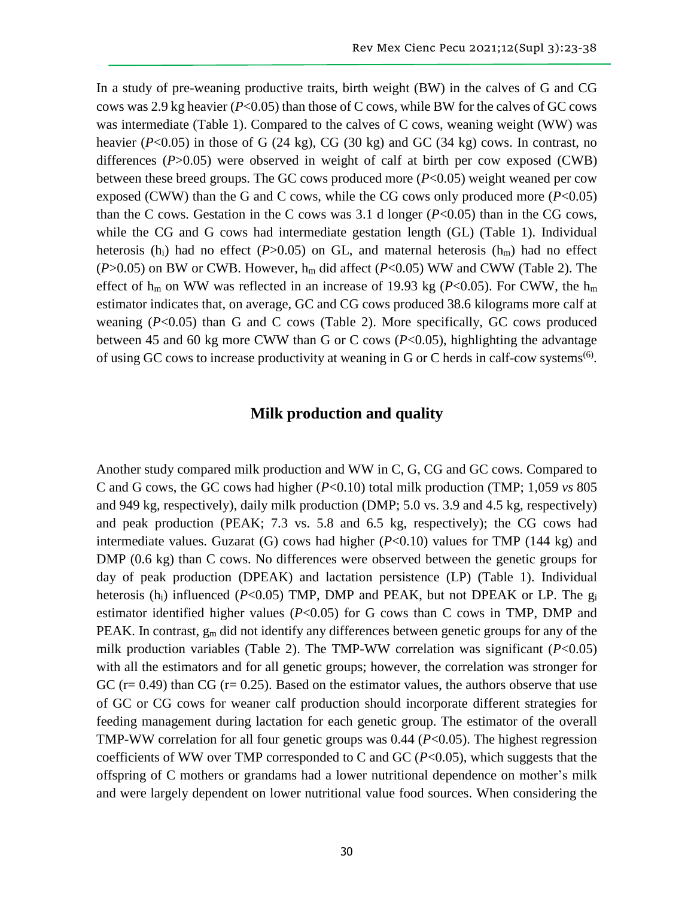In a study of pre-weaning productive traits, birth weight (BW) in the calves of G and CG cows was 2.9 kg heavier (*P*<0.05) than those of C cows, while BW for the calves of GC cows was intermediate (Table 1). Compared to the calves of C cows, weaning weight (WW) was heavier (*P*<0.05) in those of G (24 kg), CG (30 kg) and GC (34 kg) cows. In contrast, no differences (*P*>0.05) were observed in weight of calf at birth per cow exposed (CWB) between these breed groups. The GC cows produced more (*P*<0.05) weight weaned per cow exposed (CWW) than the G and C cows, while the CG cows only produced more (*P*<0.05) than the C cows. Gestation in the C cows was 3.1 d longer (*P*<0.05) than in the CG cows, while the CG and G cows had intermediate gestation length (GL) (Table 1). Individual heterosis ($h_i$) had no effect (*P*>0.05) on GL, and maternal heterosis ($h_m$) had no effect (*P*>0.05) on BW or CWB. However, $h_m$ did affect (*P*<0.05) WW and CWW (Table 2). The effect of $h_m$ on WW was reflected in an increase of 19.93 kg (*P*<0.05). For CWW, the $h_m$ estimator indicates that, on average, GC and CG cows produced 38.6 kilograms more calf at weaning (*P*<0.05) than G and C cows (Table 2). More specifically, GC cows produced between 45 and 60 kg more CWW than G or C cows (*P*<0.05), highlighting the advantage of using GC cows to increase productivity at weaning in G or C herds in calf-cow systems[6].

## Milk production and quality

Another study compared milk production and WW in C, G, CG and GC cows. Compared to C and G cows, the GC cows had higher (*P*<0.10) total milk production (TMP; 1,059 *vs* 805 and 949 kg, respectively), daily milk production (DMP; 5.0 vs. 3.9 and 4.5 kg, respectively) and peak production (PEAK; 7.3 vs. 5.8 and 6.5 kg, respectively); the CG cows had intermediate values. Guzarat (G) cows had higher (*P*<0.10) values for TMP (144 kg) and DMP (0.6 kg) than C cows. No differences were observed between the genetic groups for day of peak production (DPEAK) and lactation persistence (LP) (Table 1). Individual heterosis ($h_i$) influenced (*P*<0.05) TMP, DMP and PEAK, but not DPEAK or LP. The $g_i$ estimator identified higher values (*P*<0.05) for G cows than C cows in TMP, DMP and PEAK. In contrast, $g_m$ did not identify any differences between genetic groups for any of the milk production variables (Table 2). The TMP-WW correlation was significant (*P*<0.05) with all the estimators and for all genetic groups; however, the correlation was stronger for GC (r= 0.49) than CG (r= 0.25). Based on the estimator values, the authors observe that use of GC or CG cows for weaner calf production should incorporate different strategies for feeding management during lactation for each genetic group. The estimator of the overall TMP-WW correlation for all four genetic groups was 0.44 (*P*<0.05). The highest regression coefficients of WW over TMP corresponded to C and GC (*P*<0.05), which suggests that the offspring of C mothers or grandams had a lower nutritional dependence on mother's milk and were largely dependent on lower nutritional value food sources. When considering the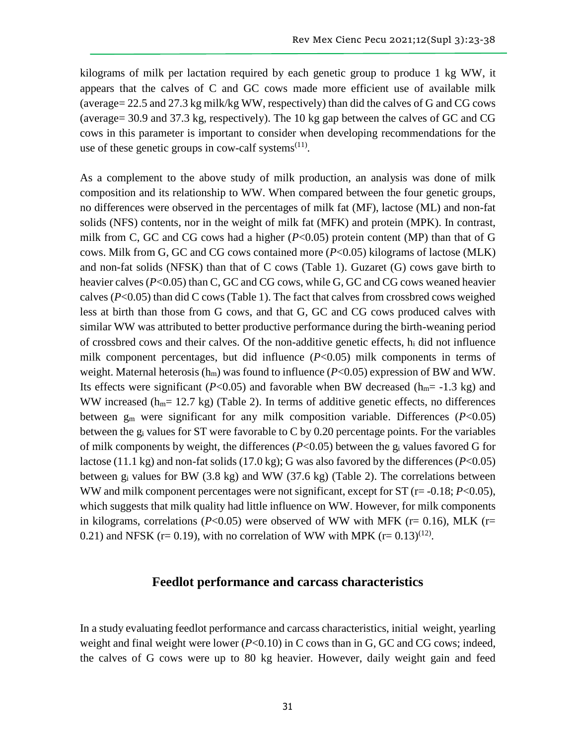kilograms of milk per lactation required by each genetic group to produce 1 kg WW, it appears that the calves of C and GC cows made more efficient use of available milk (average= 22.5 and 27.3 kg milk/kg WW, respectively) than did the calves of G and CG cows (average= 30.9 and 37.3 kg, respectively). The 10 kg gap between the calves of GC and CG cows in this parameter is important to consider when developing recommendations for the use of these genetic groups in cow-calf systems[11].

As a complement to the above study of milk production, an analysis was done of milk composition and its relationship to WW. When compared between the four genetic groups, no differences were observed in the percentages of milk fat (MF), lactose (ML) and non-fat solids (NFS) contents, nor in the weight of milk fat (MFK) and protein (MPK). In contrast, milk from C, GC and CG cows had a higher ($P<0.05$) protein content (MP) than that of G cows. Milk from G, GC and CG cows contained more ($P<0.05$) kilograms of lactose (MLK) and non-fat solids (NFSK) than that of C cows (Table 1). Guzaret (G) cows gave birth to heavier calves ($P<0.05$) than C, GC and CG cows, while G, GC and CG cows weaned heavier calves ($P<0.05$) than did C cows (Table 1). The fact that calves from crossbred cows weighed less at birth than those from G cows, and that G, GC and CG cows produced calves with similar WW was attributed to better productive performance during the birth-weaning period of crossbred cows and their calves. Of the non-additive genetic effects, $h_i$ did not influence milk component percentages, but did influence ($P<0.05$) milk components in terms of weight. Maternal heterosis ($h_m$) was found to influence ($P<0.05$) expression of BW and WW. Its effects were significant ($P<0.05$) and favorable when BW decreased ($h_m$= -1.3 kg) and WW increased ($h_m$= 12.7 kg) (Table 2). In terms of additive genetic effects, no differences between $g_m$ were significant for any milk composition variable. Differences ($P<0.05$) between the $g_i$ values for ST were favorable to C by 0.20 percentage points. For the variables of milk components by weight, the differences ($P<0.05$) between the $g_i$ values favored G for lactose (11.1 kg) and non-fat solids (17.0 kg); G was also favored by the differences ($P<0.05$) between $g_i$ values for BW (3.8 kg) and WW (37.6 kg) (Table 2). The correlations between WW and milk component percentages were not significant, except for ST (r= -0.18; $P<0.05$), which suggests that milk quality had little influence on WW. However, for milk components in kilograms, correlations ($P<0.05$) were observed of WW with MFK (r= 0.16), MLK (r= 0.21) and NFSK (r= 0.19), with no correlation of WW with MPK (r= 0.13)[12].

## Feedlot performance and carcass characteristics

In a study evaluating feedlot performance and carcass characteristics, initial weight, yearling weight and final weight were lower ($P<0.10$) in C cows than in G, GC and CG cows; indeed, the calves of G cows were up to 80 kg heavier. However, daily weight gain and feed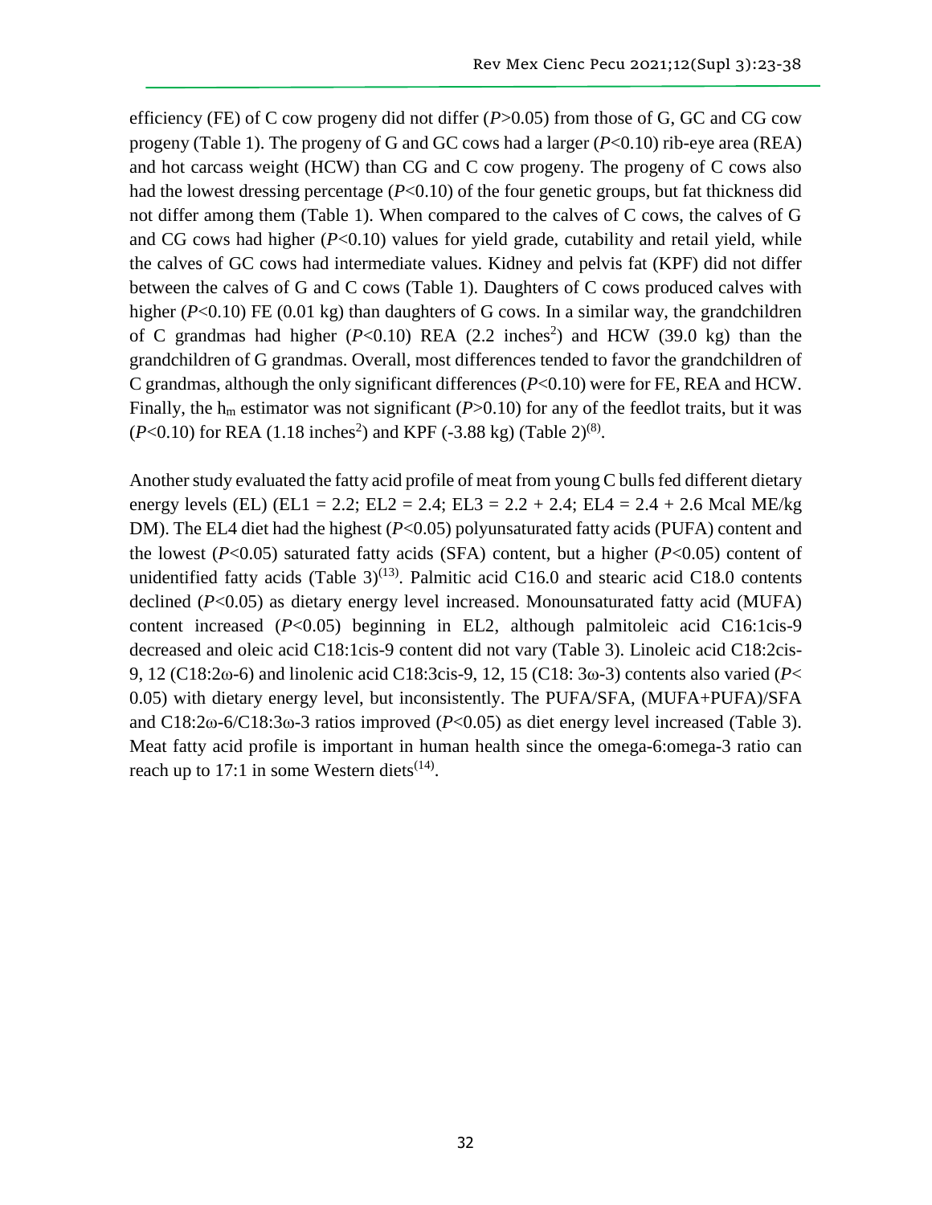efficiency (FE) of C cow progeny did not differ ($P$>0.05) from those of G, GC and CG cow progeny (Table 1). The progeny of G and GC cows had a larger ($P$<0.10) rib-eye area (REA) and hot carcass weight (HCW) than CG and C cow progeny. The progeny of C cows also had the lowest dressing percentage ($P$<0.10) of the four genetic groups, but fat thickness did not differ among them (Table 1). When compared to the calves of C cows, the calves of G and CG cows had higher ($P$<0.10) values for yield grade, cutability and retail yield, while the calves of GC cows had intermediate values. Kidney and pelvis fat (KPF) did not differ between the calves of G and C cows (Table 1). Daughters of C cows produced calves with higher ($P$<0.10) FE (0.01 kg) than daughters of G cows. In a similar way, the grandchildren of C grandmas had higher ($P$<0.10) REA (2.2 inches$^2$) and HCW (39.0 kg) than the grandchildren of G grandmas. Overall, most differences tended to favor the grandchildren of C grandmas, although the only significant differences ($P$<0.10) were for FE, REA and HCW. Finally, the $h_m$ estimator was not significant ($P$>0.10) for any of the feedlot traits, but it was ($P$<0.10) for REA (1.18 inches$^2$) and KPF (-3.88 kg) (Table 2)[8].

Another study evaluated the fatty acid profile of meat from young C bulls fed different dietary energy levels (EL) (EL1 = 2.2; EL2 = 2.4; EL3 = 2.2 + 2.4; EL4 = 2.4 + 2.6 Mcal ME/kg DM). The EL4 diet had the highest ($P$<0.05) polyunsaturated fatty acids (PUFA) content and the lowest ($P$<0.05) saturated fatty acids (SFA) content, but a higher ($P$<0.05) content of unidentified fatty acids (Table 3)[13]. Palmitic acid C16.0 and stearic acid C18.0 contents declined ($P$<0.05) as dietary energy level increased. Monounsaturated fatty acid (MUFA) content increased ($P$<0.05) beginning in EL2, although palmitoleic acid C16:1cis-9 decreased and oleic acid C18:1cis-9 content did not vary (Table 3). Linoleic acid C18:2cis-9, 12 (C18:2ω-6) and linolenic acid C18:3cis-9, 12, 15 (C18: 3ω-3) contents also varied ($P$< 0.05) with dietary energy level, but inconsistently. The PUFA/SFA, (MUFA+PUFA)/SFA and C18:2ω-6/C18:3ω-3 ratios improved ($P$<0.05) as diet energy level increased (Table 3). Meat fatty acid profile is important in human health since the omega-6:omega-3 ratio can reach up to 17:1 in some Western diets[14].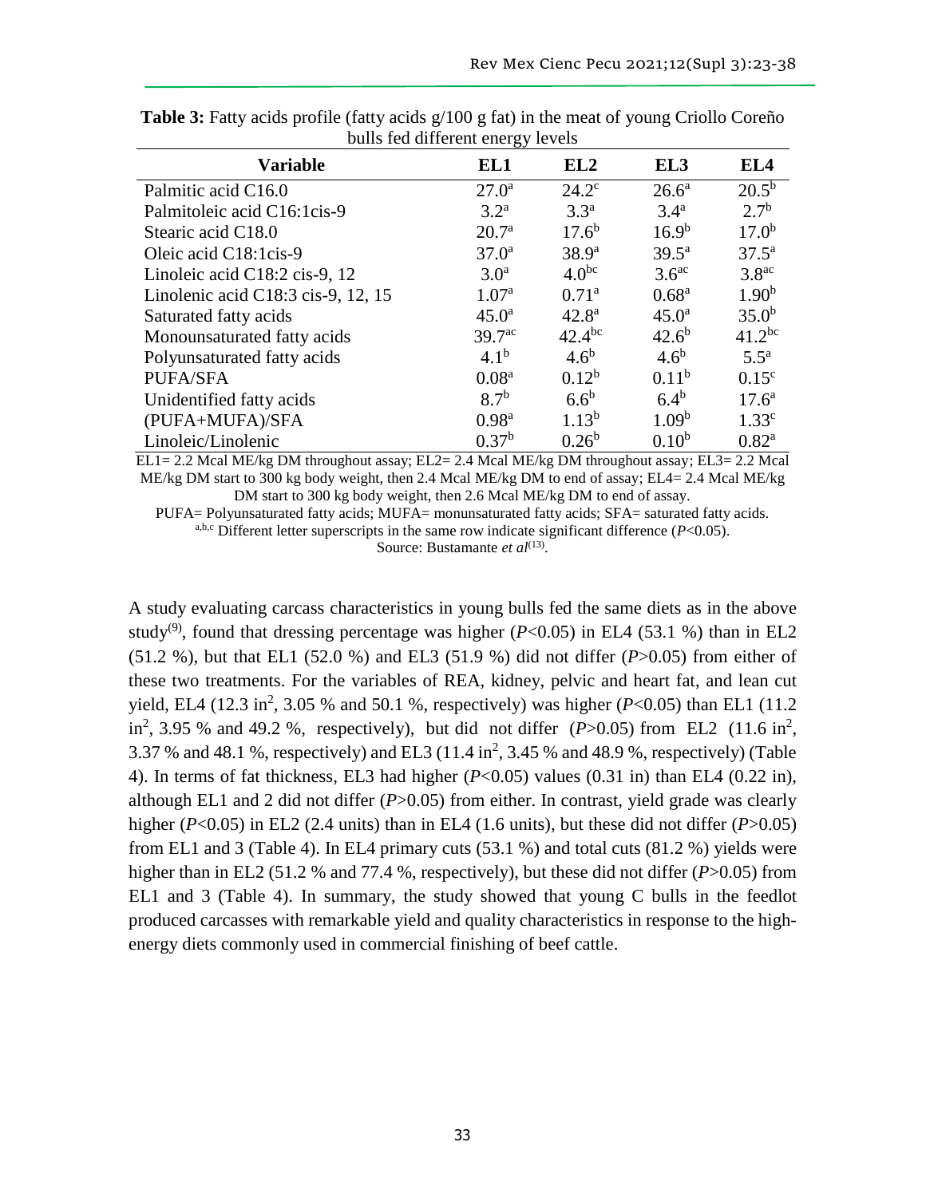**Table 3:** Fatty acids profile (fatty acids g/100 g fat) in the meat of young Criollo Coreño bulls fed different energy levels

| Variable | EL1 | EL2 | EL3 | EL4 |
|---|---|---|---|---|
| Palmitic acid C16.0 | $27.0^{a}$ | $24.2^{c}$ | $26.6^{a}$ | $20.5^{b}$ |
| Palmitoleic acid C16:1cis-9 | $3.2^{a}$ | $3.3^{a}$ | $3.4^{a}$ | $2.7^{b}$ |
| Stearic acid C18.0 | $20.7^{a}$ | $17.6^{b}$ | $16.9^{b}$ | $17.0^{b}$ |
| Oleic acid C18:1cis-9 | $37.0^{a}$ | $38.9^{a}$ | $39.5^{a}$ | $37.5^{a}$ |
| Linoleic acid C18:2 cis-9, 12 | $3.0^{a}$ | $4.0^{bc}$ | $3.6^{ac}$ | $3.8^{ac}$ |
| Linolenic acid C18:3 cis-9, 12, 15 | $1.07^{a}$ | $0.71^{a}$ | $0.68^{a}$ | $1.90^{b}$ |
| Saturated fatty acids | $45.0^{a}$ | $42.8^{a}$ | $45.0^{a}$ | $35.0^{b}$ |
| Monounsaturated fatty acids | $39.7^{ac}$ | $42.4^{bc}$ | $42.6^{b}$ | $41.2^{bc}$ |
| Polyunsaturated fatty acids | $4.1^{b}$ | $4.6^{b}$ | $4.6^{b}$ | $5.5^{a}$ |
| PUFA/SFA | $0.08^{a}$ | $0.12^{b}$ | $0.11^{b}$ | $0.15^{c}$ |
| Unidentified fatty acids | $8.7^{b}$ | $6.6^{b}$ | $6.4^{b}$ | $17.6^{a}$ |
| (PUFA+MUFA)/SFA | $0.98^{a}$ | $1.13^{b}$ | $1.09^{b}$ | $1.33^{c}$ |
| Linoleic/Linolenic | $0.37^{b}$ | $0.26^{b}$ | $0.10^{b}$ | $0.82^{a}$ |

EL1= 2.2 Mcal ME/kg DM throughout assay; EL2= 2.4 Mcal ME/kg DM throughout assay; EL3= 2.2 Mcal ME/kg DM start to 300 kg body weight, then 2.4 Mcal ME/kg DM to end of assay; EL4= 2.4 Mcal ME/kg DM start to 300 kg body weight, then 2.6 Mcal ME/kg DM to end of assay.

PUFA= Polyunsaturated fatty acids; MUFA= monunsaturated fatty acids; SFA= saturated fatty acids.

[a,b,c] Different letter superscripts in the same row indicate significant difference ($P<0.05$).

Source: Bustamante *et al*[13].

A study evaluating carcass characteristics in young bulls fed the same diets as in the above study[9], found that dressing percentage was higher ($P<0.05$) in EL4 (53.1 %) than in EL2 (51.2 %), but that EL1 (52.0 %) and EL3 (51.9 %) did not differ ($P>0.05$) from either of these two treatments. For the variables of REA, kidney, pelvic and heart fat, and lean cut yield, EL4 (12.3 $in^2$, 3.05 % and 50.1 %, respectively) was higher ($P<0.05$) than EL1 (11.2 $in^2$, 3.95 % and 49.2 %, respectively), but did not differ ($P>0.05$) from EL2 (11.6 $in^2$, 3.37 % and 48.1 %, respectively) and EL3 (11.4 $in^2$, 3.45 % and 48.9 %, respectively) (Table 4). In terms of fat thickness, EL3 had higher ($P<0.05$) values (0.31 in) than EL4 (0.22 in), although EL1 and 2 did not differ ($P>0.05$) from either. In contrast, yield grade was clearly higher ($P<0.05$) in EL2 (2.4 units) than in EL4 (1.6 units), but these did not differ ($P>0.05$) from EL1 and 3 (Table 4). In EL4 primary cuts (53.1 %) and total cuts (81.2 %) yields were higher than in EL2 (51.2 % and 77.4 %, respectively), but these did not differ ($P>0.05$) from EL1 and 3 (Table 4). In summary, the study showed that young C bulls in the feedlot produced carcasses with remarkable yield and quality characteristics in response to the high-energy diets commonly used in commercial finishing of beef cattle.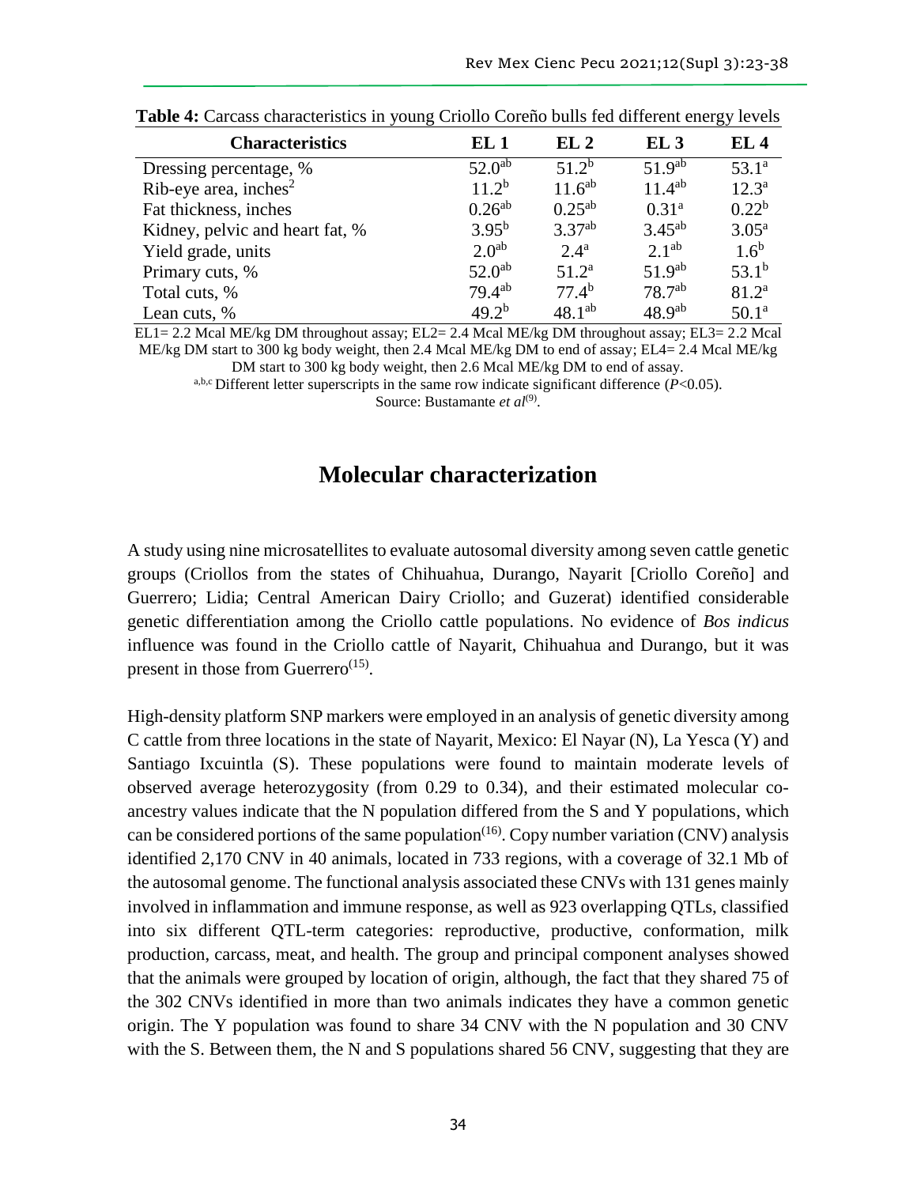**Table 4:** Carcass characteristics in young Criollo Coreño bulls fed different energy levels

| Characteristics | EL 1 | EL 2 | EL 3 | EL 4 |
|---|---|---|---|---|
| Dressing percentage, % | $52.0^{ab}$ | $51.2^{b}$ | $51.9^{ab}$ | $53.1^{a}$ |
| Rib-eye area, inches$^2$ | $11.2^{b}$ | $11.6^{ab}$ | $11.4^{ab}$ | $12.3^{a}$ |
| Fat thickness, inches | $0.26^{ab}$ | $0.25^{ab}$ | $0.31^{a}$ | $0.22^{b}$ |
| Kidney, pelvic and heart fat, % | $3.95^{b}$ | $3.37^{ab}$ | $3.45^{ab}$ | $3.05^{a}$ |
| Yield grade, units | $2.0^{ab}$ | $2.4^{a}$ | $2.1^{ab}$ | $1.6^{b}$ |
| Primary cuts, % | $52.0^{ab}$ | $51.2^{a}$ | $51.9^{ab}$ | $53.1^{b}$ |
| Total cuts, % | $79.4^{ab}$ | $77.4^{b}$ | $78.7^{ab}$ | $81.2^{a}$ |
| Lean cuts, % | $49.2^{b}$ | $48.1^{ab}$ | $48.9^{ab}$ | $50.1^{a}$ |

EL1= 2.2 Mcal ME/kg DM throughout assay; EL2= 2.4 Mcal ME/kg DM throughout assay; EL3= 2.2 Mcal ME/kg DM start to 300 kg body weight, then 2.4 Mcal ME/kg DM to end of assay; EL4= 2.4 Mcal ME/kg DM start to 300 kg body weight, then 2.6 Mcal ME/kg DM to end of assay.

a,b,c Different letter superscripts in the same row indicate significant difference ($P$<0.05).

Source: Bustamante *et al*[9].

## Molecular characterization

A study using nine microsatellites to evaluate autosomal diversity among seven cattle genetic groups (Criollos from the states of Chihuahua, Durango, Nayarit [Criollo Coreño] and Guerrero; Lidia; Central American Dairy Criollo; and Guzerat) identified considerable genetic differentiation among the Criollo cattle populations. No evidence of *Bos indicus* influence was found in the Criollo cattle of Nayarit, Chihuahua and Durango, but it was present in those from Guerrero[15].

High-density platform SNP markers were employed in an analysis of genetic diversity among C cattle from three locations in the state of Nayarit, Mexico: El Nayar (N), La Yesca (Y) and Santiago Ixcuintla (S). These populations were found to maintain moderate levels of observed average heterozygosity (from 0.29 to 0.34), and their estimated molecular co-ancestry values indicate that the N population differed from the S and Y populations, which can be considered portions of the same population[16]. Copy number variation (CNV) analysis identified 2,170 CNV in 40 animals, located in 733 regions, with a coverage of 32.1 Mb of the autosomal genome. The functional analysis associated these CNVs with 131 genes mainly involved in inflammation and immune response, as well as 923 overlapping QTLs, classified into six different QTL-term categories: reproductive, productive, conformation, milk production, carcass, meat, and health. The group and principal component analyses showed that the animals were grouped by location of origin, although, the fact that they shared 75 of the 302 CNVs identified in more than two animals indicates they have a common genetic origin. The Y population was found to share 34 CNV with the N population and 30 CNV with the S. Between them, the N and S populations shared 56 CNV, suggesting that they are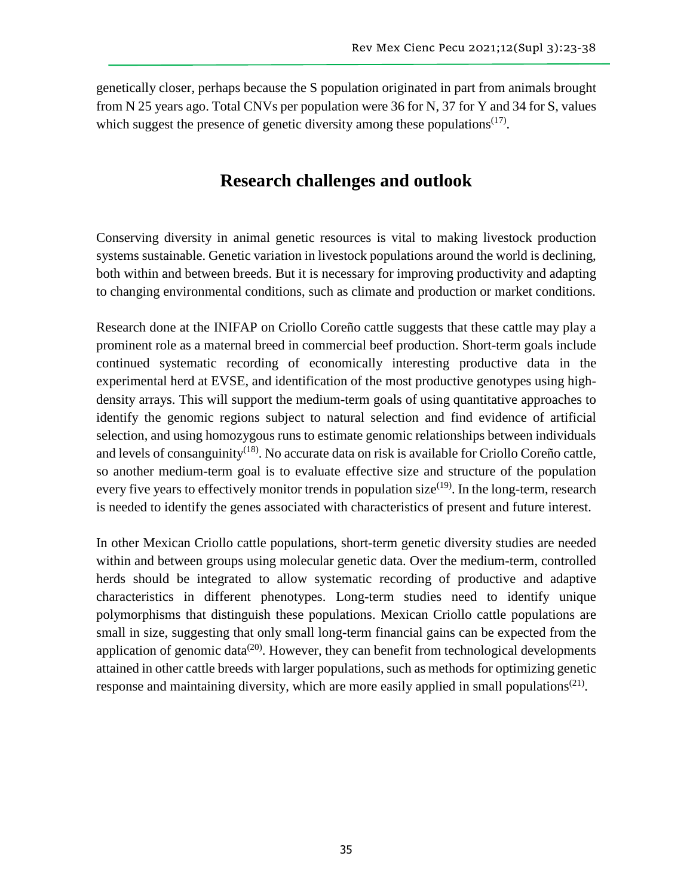genetically closer, perhaps because the S population originated in part from animals brought from N 25 years ago. Total CNVs per population were 36 for N, 37 for Y and 34 for S, values which suggest the presence of genetic diversity among these populations[17].

## Research challenges and outlook

Conserving diversity in animal genetic resources is vital to making livestock production systems sustainable. Genetic variation in livestock populations around the world is declining, both within and between breeds. But it is necessary for improving productivity and adapting to changing environmental conditions, such as climate and production or market conditions.

Research done at the INIFAP on Criollo Coreño cattle suggests that these cattle may play a prominent role as a maternal breed in commercial beef production. Short-term goals include continued systematic recording of economically interesting productive data in the experimental herd at EVSE, and identification of the most productive genotypes using high-density arrays. This will support the medium-term goals of using quantitative approaches to identify the genomic regions subject to natural selection and find evidence of artificial selection, and using homozygous runs to estimate genomic relationships between individuals and levels of consanguinity[18]. No accurate data on risk is available for Criollo Coreño cattle, so another medium-term goal is to evaluate effective size and structure of the population every five years to effectively monitor trends in population size[19]. In the long-term, research is needed to identify the genes associated with characteristics of present and future interest.

In other Mexican Criollo cattle populations, short-term genetic diversity studies are needed within and between groups using molecular genetic data. Over the medium-term, controlled herds should be integrated to allow systematic recording of productive and adaptive characteristics in different phenotypes. Long-term studies need to identify unique polymorphisms that distinguish these populations. Mexican Criollo cattle populations are small in size, suggesting that only small long-term financial gains can be expected from the application of genomic data[20]. However, they can benefit from technological developments attained in other cattle breeds with larger populations, such as methods for optimizing genetic response and maintaining diversity, which are more easily applied in small populations[21].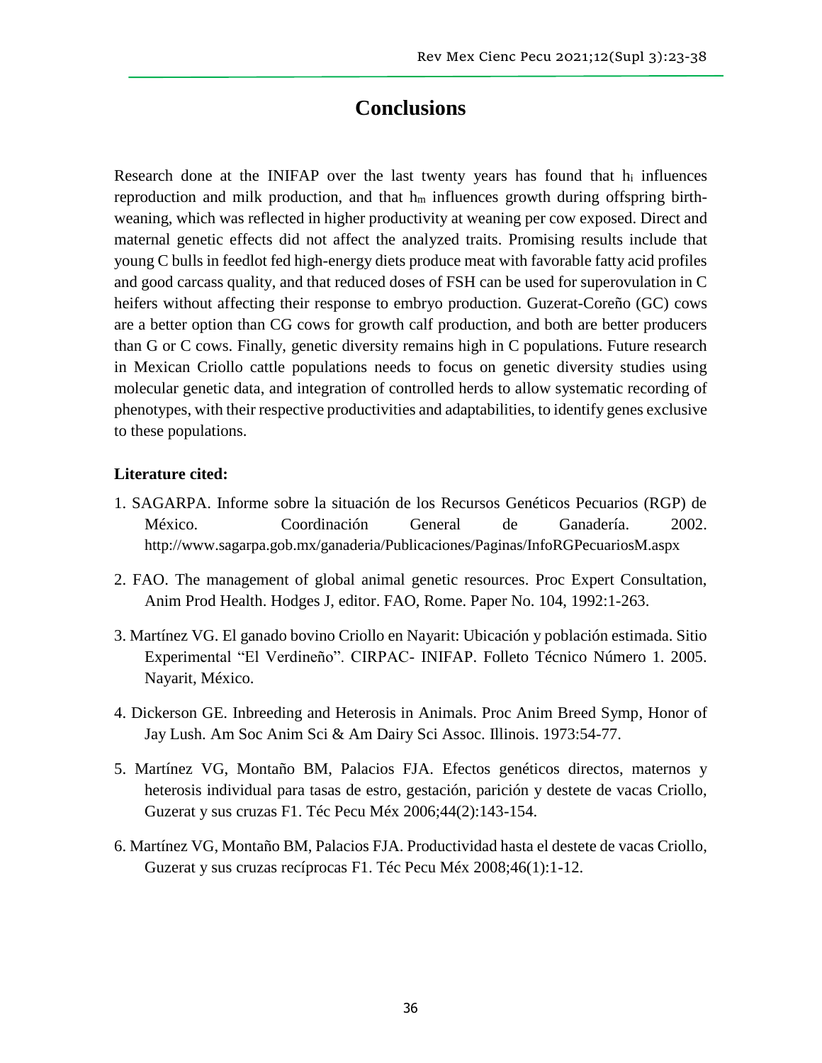## Conclusions

Research done at the INIFAP over the last twenty years has found that $h_i$ influences reproduction and milk production, and that $h_m$ influences growth during offspring birth-weaning, which was reflected in higher productivity at weaning per cow exposed. Direct and maternal genetic effects did not affect the analyzed traits. Promising results include that young C bulls in feedlot fed high-energy diets produce meat with favorable fatty acid profiles and good carcass quality, and that reduced doses of FSH can be used for superovulation in C heifers without affecting their response to embryo production. Guzerat-Coreño (GC) cows are a better option than CG cows for growth calf production, and both are better producers than G or C cows. Finally, genetic diversity remains high in C populations. Future research in Mexican Criollo cattle populations needs to focus on genetic diversity studies using molecular genetic data, and integration of controlled herds to allow systematic recording of phenotypes, with their respective productivities and adaptabilities, to identify genes exclusive to these populations.

**Literature cited:**

1. SAGARPA. Informe sobre la situación de los Recursos Genéticos Pecuarios (RGP) de México. Coordinación General de Ganadería. 2002. http://www.sagarpa.gob.mx/ganaderia/Publicaciones/Paginas/InfoRGPecuariosM.aspx

2. FAO. The management of global animal genetic resources. Proc Expert Consultation, Anim Prod Health. Hodges J, editor. FAO, Rome. Paper No. 104, 1992:1-263.

3. Martínez VG. El ganado bovino Criollo en Nayarit: Ubicación y población estimada. Sitio Experimental "El Verdineño". CIRPAC- INIFAP. Folleto Técnico Número 1. 2005. Nayarit, México.

4. Dickerson GE. Inbreeding and Heterosis in Animals. Proc Anim Breed Symp, Honor of Jay Lush. Am Soc Anim Sci & Am Dairy Sci Assoc. Illinois. 1973:54-77.

5. Martínez VG, Montaño BM, Palacios FJA. Efectos genéticos directos, maternos y heterosis individual para tasas de estro, gestación, parición y destete de vacas Criollo, Guzerat y sus cruzas F1. Téc Pecu Méx 2006;44(2):143-154.

6. Martínez VG, Montaño BM, Palacios FJA. Productividad hasta el destete de vacas Criollo, Guzerat y sus cruzas recíprocas F1. Téc Pecu Méx 2008;46(1):1-12.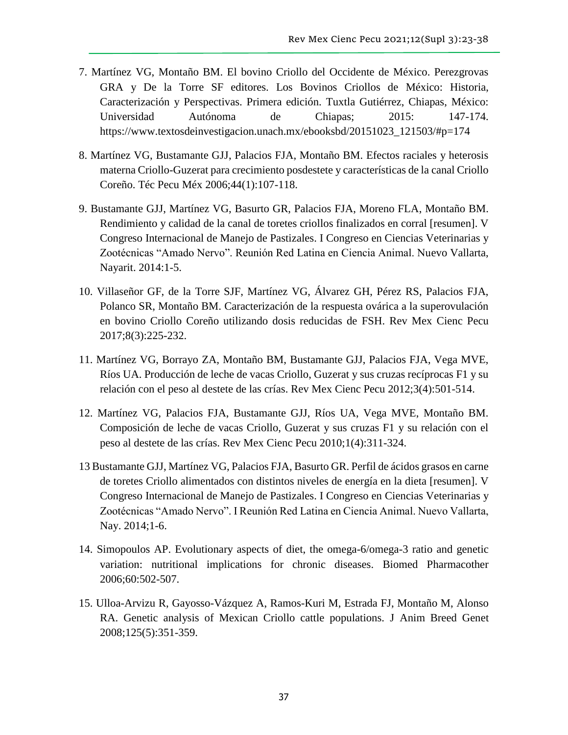7. Martínez VG, Montaño BM. El bovino Criollo del Occidente de México. Perezgrovas GRA y De la Torre SF editores. Los Bovinos Criollos de México: Historia, Caracterización y Perspectivas. Primera edición. Tuxtla Gutiérrez, Chiapas, México: Universidad Autónoma de Chiapas; 2015: 147-174. https://www.textosdeinvestigacion.unach.mx/ebooksbd/20151023_121503/#p=174

8. Martínez VG, Bustamante GJJ, Palacios FJA, Montaño BM. Efectos raciales y heterosis materna Criollo-Guzerat para crecimiento posdestete y características de la canal Criollo Coreño. Téc Pecu Méx 2006;44(1):107-118.

9. Bustamante GJJ, Martínez VG, Basurto GR, Palacios FJA, Moreno FLA, Montaño BM. Rendimiento y calidad de la canal de toretes criollos finalizados en corral [resumen]. V Congreso Internacional de Manejo de Pastizales. I Congreso en Ciencias Veterinarias y Zootécnicas "Amado Nervo". Reunión Red Latina en Ciencia Animal. Nuevo Vallarta, Nayarit. 2014:1-5.

10. Villaseñor GF, de la Torre SJF, Martínez VG, Álvarez GH, Pérez RS, Palacios FJA, Polanco SR, Montaño BM. Caracterización de la respuesta ovárica a la superovulación en bovino Criollo Coreño utilizando dosis reducidas de FSH. Rev Mex Cienc Pecu 2017;8(3):225-232.

11. Martínez VG, Borrayo ZA, Montaño BM, Bustamante GJJ, Palacios FJA, Vega MVE, Ríos UA. Producción de leche de vacas Criollo, Guzerat y sus cruzas recíprocas F1 y su relación con el peso al destete de las crías. Rev Mex Cienc Pecu 2012;3(4):501-514.

12. Martínez VG, Palacios FJA, Bustamante GJJ, Ríos UA, Vega MVE, Montaño BM. Composición de leche de vacas Criollo, Guzerat y sus cruzas F1 y su relación con el peso al destete de las crías. Rev Mex Cienc Pecu 2010;1(4):311-324.

13 Bustamante GJJ, Martínez VG, Palacios FJA, Basurto GR. Perfil de ácidos grasos en carne de toretes Criollo alimentados con distintos niveles de energía en la dieta [resumen]. V Congreso Internacional de Manejo de Pastizales. I Congreso en Ciencias Veterinarias y Zootécnicas "Amado Nervo". I Reunión Red Latina en Ciencia Animal. Nuevo Vallarta, Nay. 2014;1-6.

14. Simopoulos AP. Evolutionary aspects of diet, the omega-6/omega-3 ratio and genetic variation: nutritional implications for chronic diseases. Biomed Pharmacother 2006;60:502-507.

15. Ulloa-Arvizu R, Gayosso-Vázquez A, Ramos-Kuri M, Estrada FJ, Montaño M, Alonso RA. Genetic analysis of Mexican Criollo cattle populations. J Anim Breed Genet 2008;125(5):351-359.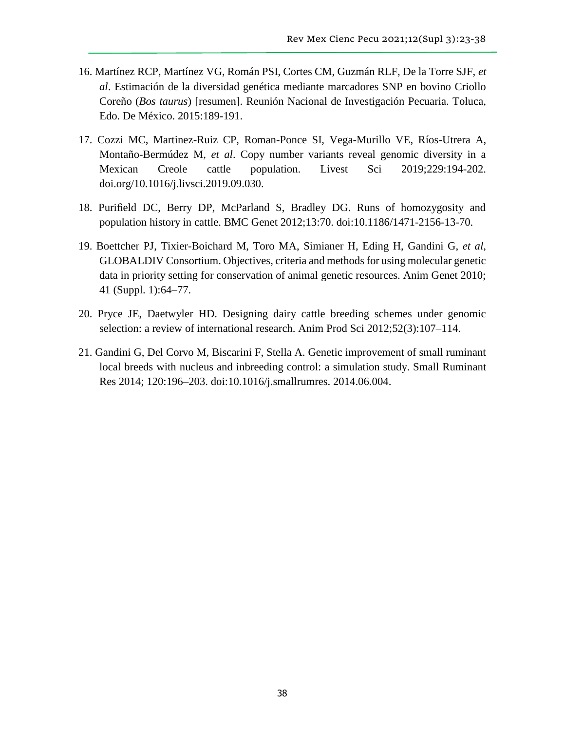16. Martínez RCP, Martínez VG, Román PSI, Cortes CM, Guzmán RLF, De la Torre SJF, *et al*. Estimación de la diversidad genética mediante marcadores SNP en bovino Criollo Coreño (*Bos taurus*) [resumen]. Reunión Nacional de Investigación Pecuaria. Toluca, Edo. De México. 2015:189-191.

17. Cozzi MC, Martinez-Ruiz CP, Roman-Ponce SI, Vega-Murillo VE, Ríos-Utrera A, Montaño-Bermúdez M, *et al*. Copy number variants reveal genomic diversity in a Mexican Creole cattle population. Livest Sci 2019;229:194-202. doi.org/10.1016/j.livsci.2019.09.030.

18. Purifield DC, Berry DP, McParland S, Bradley DG. Runs of homozygosity and population history in cattle. BMC Genet 2012;13:70. doi:10.1186/1471-2156-13-70.

19. Boettcher PJ, Tixier-Boichard M, Toro MA, Simianer H, Eding H, Gandini G, *et al*, GLOBALDIV Consortium. Objectives, criteria and methods for using molecular genetic data in priority setting for conservation of animal genetic resources. Anim Genet 2010; 41 (Suppl. 1):64–77.

20. Pryce JE, Daetwyler HD. Designing dairy cattle breeding schemes under genomic selection: a review of international research. Anim Prod Sci 2012;52(3):107–114.

21. Gandini G, Del Corvo M, Biscarini F, Stella A. Genetic improvement of small ruminant local breeds with nucleus and inbreeding control: a simulation study. Small Ruminant Res 2014; 120:196–203. doi:10.1016/j.smallrumres. 2014.06.004.